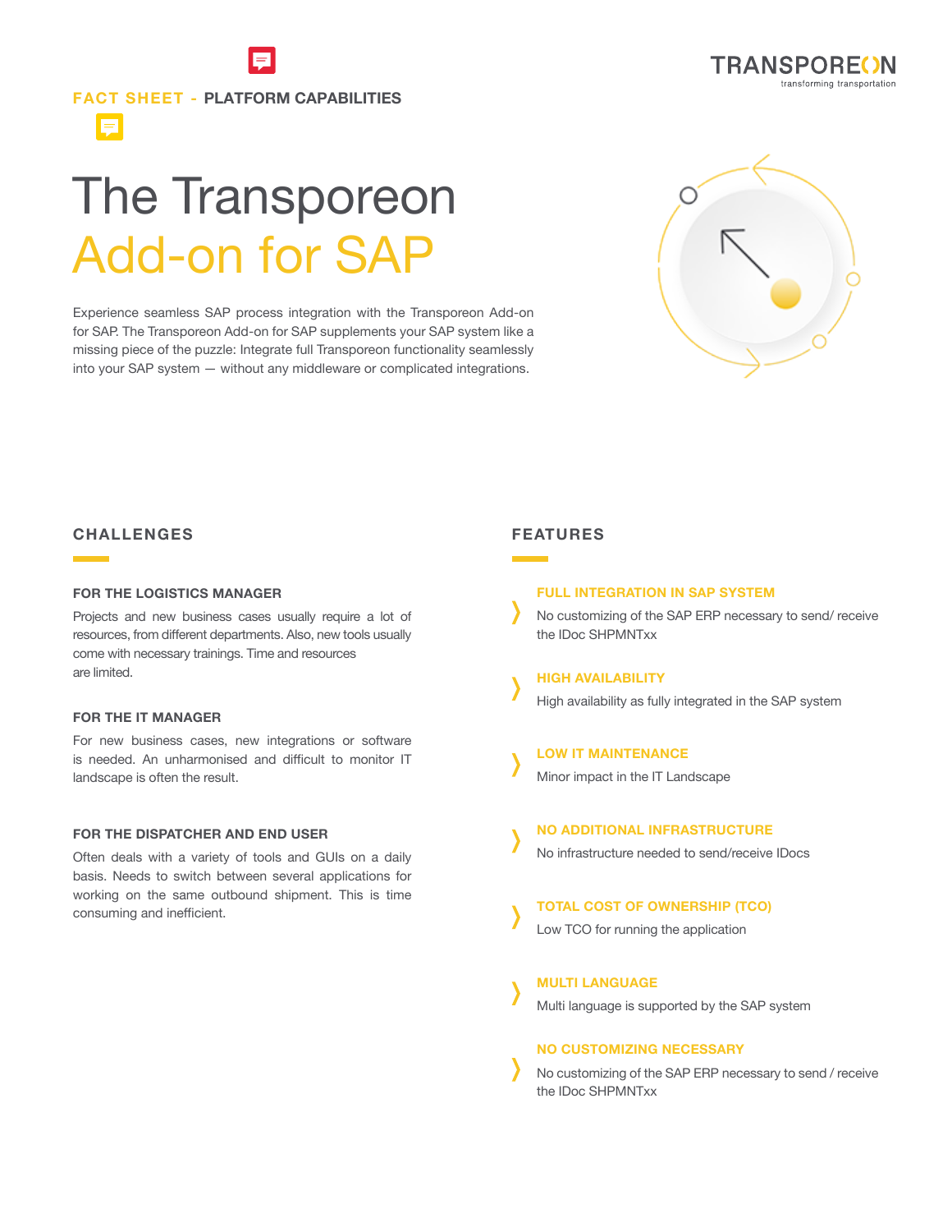**FACT SHEET - PLATFORM CAPABILITIES**

# The Transporeon Add-on for SAP

Experience seamless SAP process integration with the Transporeon Add-on for SAP. The Transporeon Add-on for SAP supplements your SAP system like a missing piece of the puzzle: Integrate full Transporeon functionality seamlessly into your SAP system — without any middleware or complicated integrations.

## CHALLENGES

### FOR THE LOGISTICS MANAGER

Projects and new business cases usually require a lot of resources, from different departments. Also, new tools usually come with necessary trainings. Time and resources are limited.

### FOR THE IT MANAGER

For new business cases, new integrations or software is needed. An unharmonised and difficult to monitor IT landscape is often the result.

### FOR THE DISPATCHER AND END USER

Often deals with a variety of tools and GUIs on a daily basis. Needs to switch between several applications for working on the same outbound shipment. This is time consuming and inefficient.

## FEATURES

### FULL INTEGRATION IN SAP SYSTEM

No customizing of the SAP ERP necessary to send/ receive the IDoc SHPMNTxx

### HIGH AVAILABILITY

High availability as fully integrated in the SAP system

### LOW IT MAINTENANCE

Minor impact in the IT Landscape

### NO ADDITIONAL INFRASTRUCTURE

No infrastructure needed to send/receive IDocs

### TOTAL COST OF OWNERSHIP (TCO)

Low TCO for running the application

### MULTI LANGUAGE

Multi language is supported by the SAP system

### NO CUSTOMIZING NECESSARY

No customizing of the SAP ERP necessary to send / receive the IDoc SHPMNTxx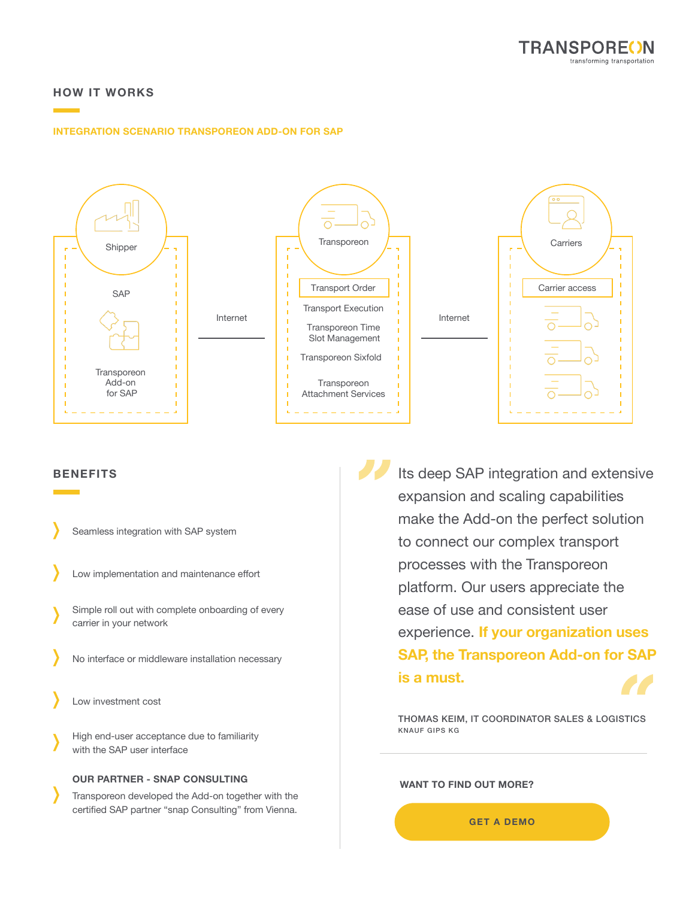## HOW IT WORKS

**INTEGRATION SCENARIO TRANSPOREON ADD-ON FOR SAP**

Shipper

SAP

Transporeon Add-on for SAP

Internet

Transporeon

Transport Order

Transport Execution

Transporeon Time Slot Management

Transporeon Sixfold

Transporeon Attachment Services

Internet

Carriers

Carrier access

## BENEFITS

- Seamless integration with SAP system
- Low implementation and maintenance effort
- Simple roll out with complete onboarding of every carrier in your network
- No interface or middleware installation necessary
- Low investment cost
- High end-user acceptance due to familiarity with the SAP user interface
- **OUR PARTNER - SNAP CONSULTING**
  Transporeon developed the Add-on together with the certified SAP partner “snap Consulting” from Vienna.

> Its deep SAP integration and extensive expansion and scaling capabilities make the Add-on the perfect solution to connect our complex transport processes with the Transporeon platform. Our users appreciate the ease of use and consistent user experience. **If your organization uses SAP, the Transporeon Add-on for SAP is a must.**

THOMAS KEIM, IT COORDINATOR SALES & LOGISTICS
KNAUF GIPS KG

**WANT TO FIND OUT MORE?**

GET A DEMO